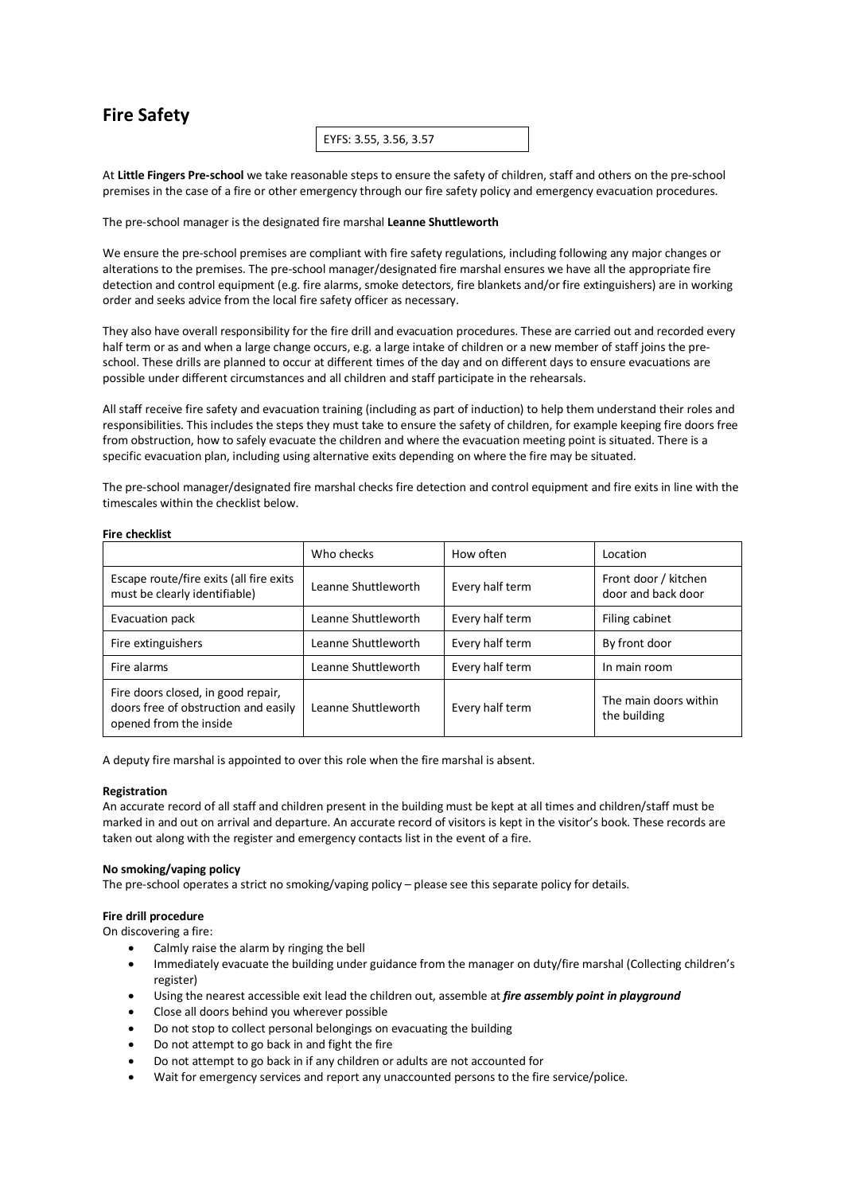# Fire Safety

EYFS: 3.55, 3.56, 3.57

At **Little Fingers Pre-school** we take reasonable steps to ensure the safety of children, staff and others on the pre-school premises in the case of a fire or other emergency through our fire safety policy and emergency evacuation procedures.

The pre-school manager is the designated fire marshal **Leanne Shuttleworth**

We ensure the pre-school premises are compliant with fire safety regulations, including following any major changes or alterations to the premises. The pre-school manager/designated fire marshal ensures we have all the appropriate fire detection and control equipment (e.g. fire alarms, smoke detectors, fire blankets and/or fire extinguishers) are in working order and seeks advice from the local fire safety officer as necessary.

They also have overall responsibility for the fire drill and evacuation procedures. These are carried out and recorded every half term or as and when a large change occurs, e.g. a large intake of children or a new member of staff joins the pre-school. These drills are planned to occur at different times of the day and on different days to ensure evacuations are possible under different circumstances and all children and staff participate in the rehearsals.

All staff receive fire safety and evacuation training (including as part of induction) to help them understand their roles and responsibilities. This includes the steps they must take to ensure the safety of children, for example keeping fire doors free from obstruction, how to safely evacuate the children and where the evacuation meeting point is situated. There is a specific evacuation plan, including using alternative exits depending on where the fire may be situated.

The pre-school manager/designated fire marshal checks fire detection and control equipment and fire exits in line with the timescales within the checklist below.

**Fire checklist**

| | Who checks | How often | Location |
|---|---|---|---|
| Escape route/fire exits (all fire exits must be clearly identifiable) | Leanne Shuttleworth | Every half term | Front door / kitchen door and back door |
| Evacuation pack | Leanne Shuttleworth | Every half term | Filing cabinet |
| Fire extinguishers | Leanne Shuttleworth | Every half term | By front door |
| Fire alarms | Leanne Shuttleworth | Every half term | In main room |
| Fire doors closed, in good repair, doors free of obstruction and easily opened from the inside | Leanne Shuttleworth | Every half term | The main doors within the building |

A deputy fire marshal is appointed to over this role when the fire marshal is absent.

**Registration**

An accurate record of all staff and children present in the building must be kept at all times and children/staff must be marked in and out on arrival and departure. An accurate record of visitors is kept in the visitor's book. These records are taken out along with the register and emergency contacts list in the event of a fire.

**No smoking/vaping policy**

The pre-school operates a strict no smoking/vaping policy – please see this separate policy for details.

**Fire drill procedure**

On discovering a fire:

- Calmly raise the alarm by ringing the bell
- Immediately evacuate the building under guidance from the manager on duty/fire marshal (Collecting children's register)
- Using the nearest accessible exit lead the children out, assemble at ***fire assembly point in playground***
- Close all doors behind you wherever possible
- Do not stop to collect personal belongings on evacuating the building
- Do not attempt to go back in and fight the fire
- Do not attempt to go back in if any children or adults are not accounted for
- Wait for emergency services and report any unaccounted persons to the fire service/police.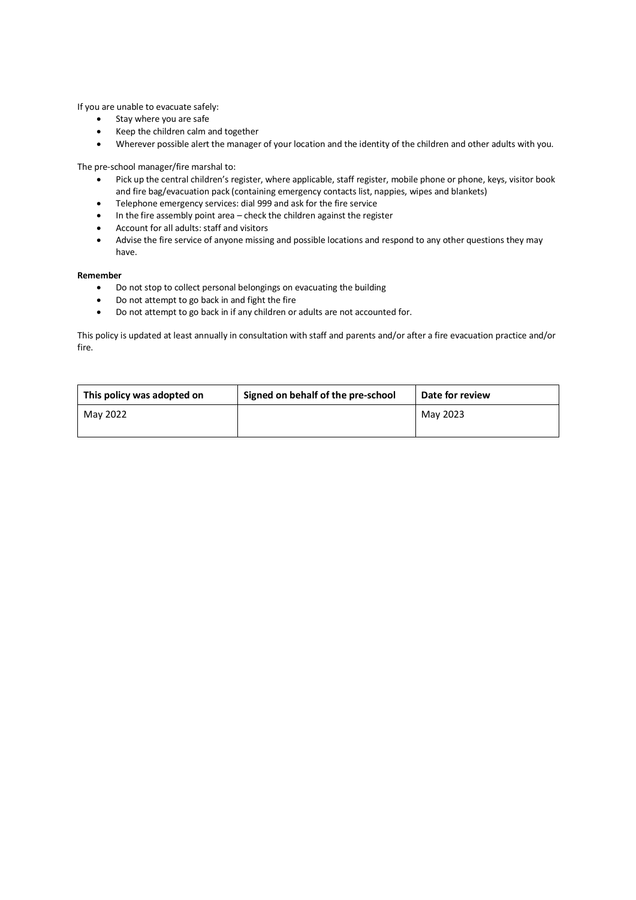If you are unable to evacuate safely:

- Stay where you are safe
- Keep the children calm and together
- Wherever possible alert the manager of your location and the identity of the children and other adults with you.

The pre-school manager/fire marshal to:

- Pick up the central children's register, where applicable, staff register, mobile phone or phone, keys, visitor book and fire bag/evacuation pack (containing emergency contacts list, nappies, wipes and blankets)
- Telephone emergency services: dial 999 and ask for the fire service
- In the fire assembly point area – check the children against the register
- Account for all adults: staff and visitors
- Advise the fire service of anyone missing and possible locations and respond to any other questions they may have.

**Remember**

- Do not stop to collect personal belongings on evacuating the building
- Do not attempt to go back in and fight the fire
- Do not attempt to go back in if any children or adults are not accounted for.

This policy is updated at least annually in consultation with staff and parents and/or after a fire evacuation practice and/or fire.

| This policy was adopted on | Signed on behalf of the pre-school | Date for review |
| --- | --- | --- |
| May 2022 | | May 2023 |